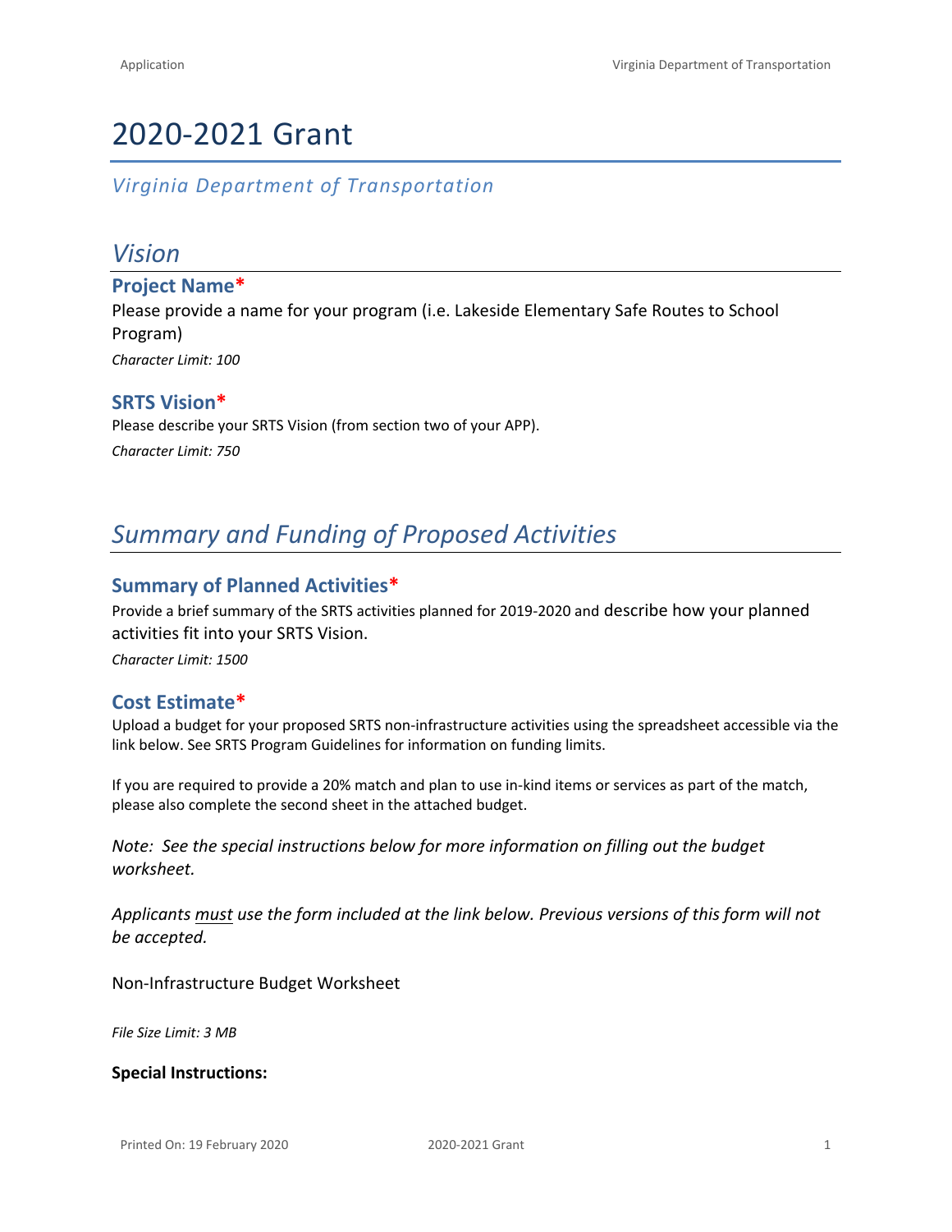# 2020-2021 Grant

*Virginia Department of Transportation*

## *Vision*

### Project Name*

Please provide a name for your program (i.e. Lakeside Elementary Safe Routes to School Program)

*Character Limit: 100*

### SRTS Vision*

Please describe your SRTS Vision (from section two of your APP).

*Character Limit: 750*

## *Summary and Funding of Proposed Activities*

### Summary of Planned Activities*

Provide a brief summary of the SRTS activities planned for 2019-2020 and describe how your planned activities fit into your SRTS Vision.

*Character Limit: 1500*

### Cost Estimate*

Upload a budget for your proposed SRTS non-infrastructure activities using the spreadsheet accessible via the link below. See SRTS Program Guidelines for information on funding limits.

If you are required to provide a 20% match and plan to use in-kind items or services as part of the match, please also complete the second sheet in the attached budget.

*Note: See the special instructions below for more information on filling out the budget worksheet.*

*Applicants must use the form included at the link below. Previous versions of this form will not be accepted.*

Non-Infrastructure Budget Worksheet

*File Size Limit: 3 MB*

**Special Instructions:**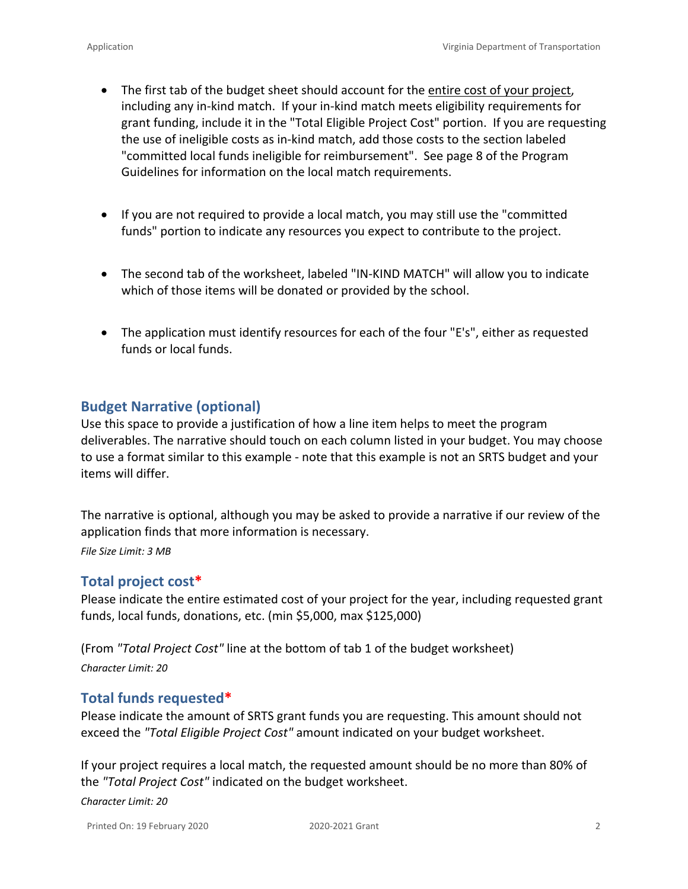- The first tab of the budget sheet should account for the entire cost of your project, including any in-kind match. If your in-kind match meets eligibility requirements for grant funding, include it in the "Total Eligible Project Cost" portion. If you are requesting the use of ineligible costs as in-kind match, add those costs to the section labeled "committed local funds ineligible for reimbursement". See page 8 of the Program Guidelines for information on the local match requirements.

- If you are not required to provide a local match, you may still use the "committed funds" portion to indicate any resources you expect to contribute to the project.

- The second tab of the worksheet, labeled "IN-KIND MATCH" will allow you to indicate which of those items will be donated or provided by the school.

- The application must identify resources for each of the four "E's", either as requested funds or local funds.

## Budget Narrative (optional)

Use this space to provide a justification of how a line item helps to meet the program deliverables. The narrative should touch on each column listed in your budget. You may choose to use a format similar to this example - note that this example is not an SRTS budget and your items will differ.

The narrative is optional, although you may be asked to provide a narrative if our review of the application finds that more information is necessary.

*File Size Limit: 3 MB*

## Total project cost*

Please indicate the entire estimated cost of your project for the year, including requested grant funds, local funds, donations, etc. (min $5,000, max $125,000)

(From *"Total Project Cost"* line at the bottom of tab 1 of the budget worksheet)

*Character Limit: 20*

## Total funds requested*

Please indicate the amount of SRTS grant funds you are requesting. This amount should not exceed the *"Total Eligible Project Cost"* amount indicated on your budget worksheet.

If your project requires a local match, the requested amount should be no more than 80% of the *"Total Project Cost"* indicated on the budget worksheet.

*Character Limit: 20*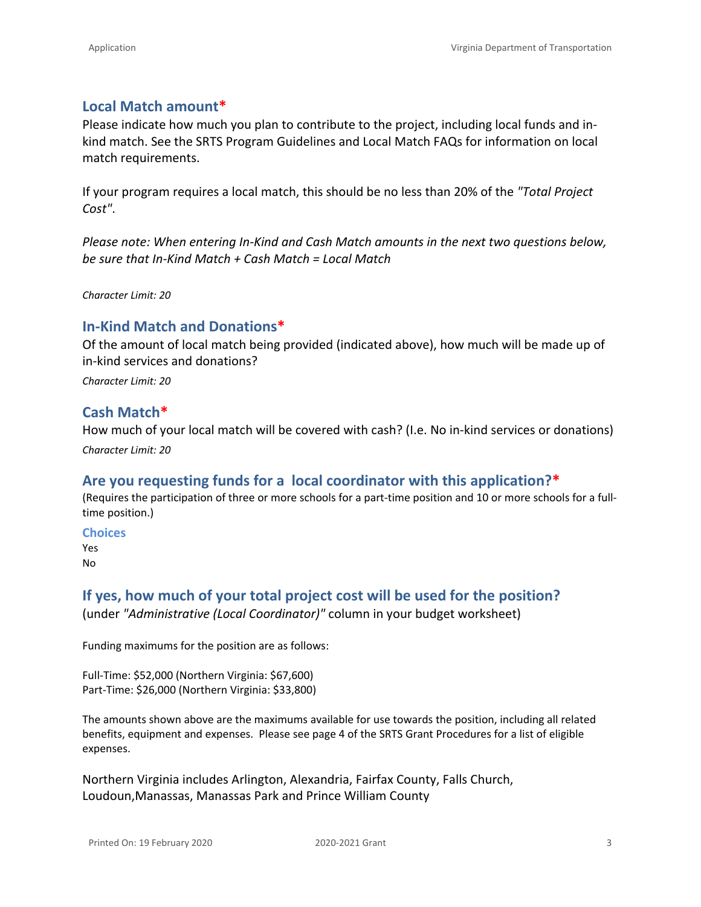## Local Match amount*

Please indicate how much you plan to contribute to the project, including local funds and in-kind match. See the SRTS Program Guidelines and Local Match FAQs for information on local match requirements.

If your program requires a local match, this should be no less than 20% of the *"Total Project Cost"*.

*Please note: When entering In-Kind and Cash Match amounts in the next two questions below, be sure that In-Kind Match + Cash Match = Local Match*

*Character Limit: 20*

## In-Kind Match and Donations*

Of the amount of local match being provided (indicated above), how much will be made up of in-kind services and donations?

*Character Limit: 20*

## Cash Match*

How much of your local match will be covered with cash? (I.e. No in-kind services or donations)

*Character Limit: 20*

## Are you requesting funds for a local coordinator with this application?*

(Requires the participation of three or more schools for a part-time position and 10 or more schools for a full-time position.)

### Choices

Yes
No

## If yes, how much of your total project cost will be used for the position?

(under *"Administrative (Local Coordinator)"* column in your budget worksheet)

Funding maximums for the position are as follows:

Full-Time: $52,000 (Northern Virginia: $67,600)
Part-Time: $26,000 (Northern Virginia: $33,800)

The amounts shown above are the maximums available for use towards the position, including all related benefits, equipment and expenses. Please see page 4 of the SRTS Grant Procedures for a list of eligible expenses.

Northern Virginia includes Arlington, Alexandria, Fairfax County, Falls Church, Loudoun,Manassas, Manassas Park and Prince William County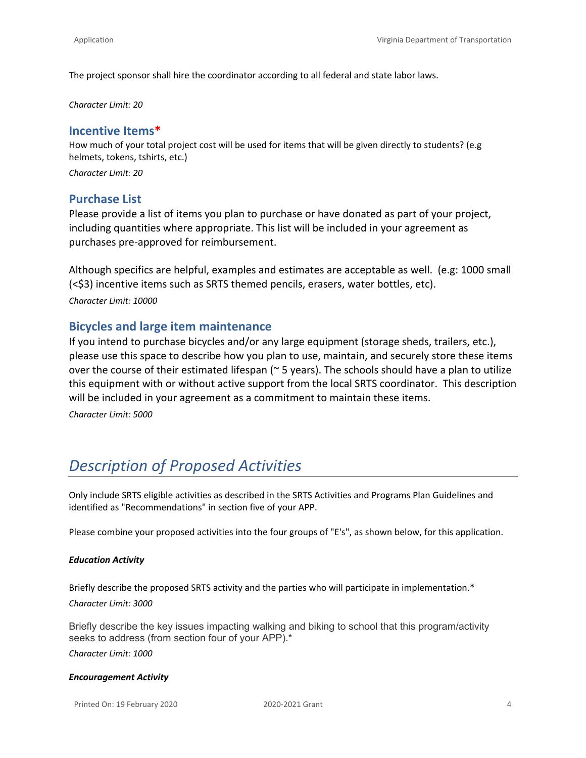The project sponsor shall hire the coordinator according to all federal and state labor laws.

*Character Limit: 20*

### Incentive Items*

How much of your total project cost will be used for items that will be given directly to students? (e.g helmets, tokens, tshirts, etc.)

*Character Limit: 20*

### Purchase List

Please provide a list of items you plan to purchase or have donated as part of your project, including quantities where appropriate. This list will be included in your agreement as purchases pre-approved for reimbursement.

Although specifics are helpful, examples and estimates are acceptable as well. (e.g: 1000 small (<$3) incentive items such as SRTS themed pencils, erasers, water bottles, etc).

*Character Limit: 10000*

### Bicycles and large item maintenance

If you intend to purchase bicycles and/or any large equipment (storage sheds, trailers, etc.), please use this space to describe how you plan to use, maintain, and securely store these items over the course of their estimated lifespan (~ 5 years). The schools should have a plan to utilize this equipment with or without active support from the local SRTS coordinator. This description will be included in your agreement as a commitment to maintain these items.

*Character Limit: 5000*

## *Description of Proposed Activities*

Only include SRTS eligible activities as described in the SRTS Activities and Programs Plan Guidelines and identified as "Recommendations" in section five of your APP.

Please combine your proposed activities into the four groups of "E's", as shown below, for this application.

***Education Activity***

Briefly describe the proposed SRTS activity and the parties who will participate in implementation.*

*Character Limit: 3000*

Briefly describe the key issues impacting walking and biking to school that this program/activity seeks to address (from section four of your APP).*

*Character Limit: 1000*

***Encouragement Activity***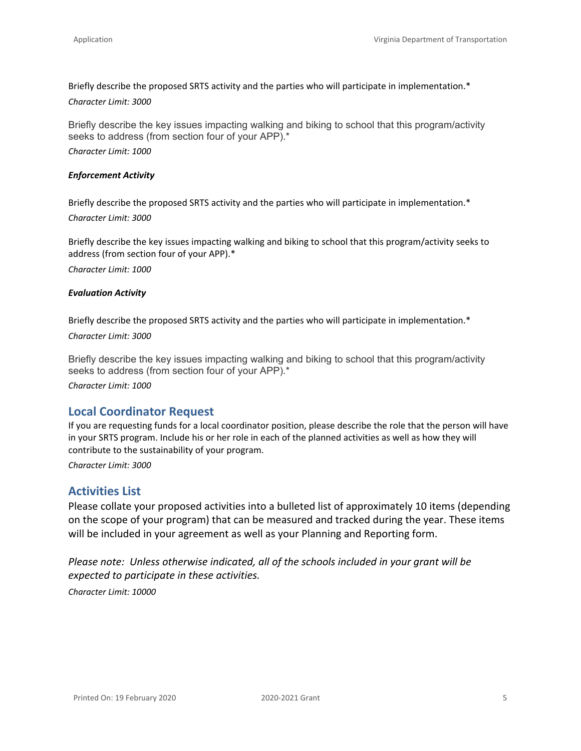Briefly describe the proposed SRTS activity and the parties who will participate in implementation.*

*Character Limit: 3000*

Briefly describe the key issues impacting walking and biking to school that this program/activity seeks to address (from section four of your APP).*

*Character Limit: 1000*

***Enforcement Activity***

Briefly describe the proposed SRTS activity and the parties who will participate in implementation.*

*Character Limit: 3000*

Briefly describe the key issues impacting walking and biking to school that this program/activity seeks to address (from section four of your APP).*

*Character Limit: 1000*

***Evaluation Activity***

Briefly describe the proposed SRTS activity and the parties who will participate in implementation.*

*Character Limit: 3000*

Briefly describe the key issues impacting walking and biking to school that this program/activity seeks to address (from section four of your APP).*

*Character Limit: 1000*

## Local Coordinator Request

If you are requesting funds for a local coordinator position, please describe the role that the person will have in your SRTS program. Include his or her role in each of the planned activities as well as how they will contribute to the sustainability of your program.

*Character Limit: 3000*

## Activities List

Please collate your proposed activities into a bulleted list of approximately 10 items (depending on the scope of your program) that can be measured and tracked during the year. These items will be included in your agreement as well as your Planning and Reporting form.

*Please note: Unless otherwise indicated, all of the schools included in your grant will be expected to participate in these activities.*

*Character Limit: 10000*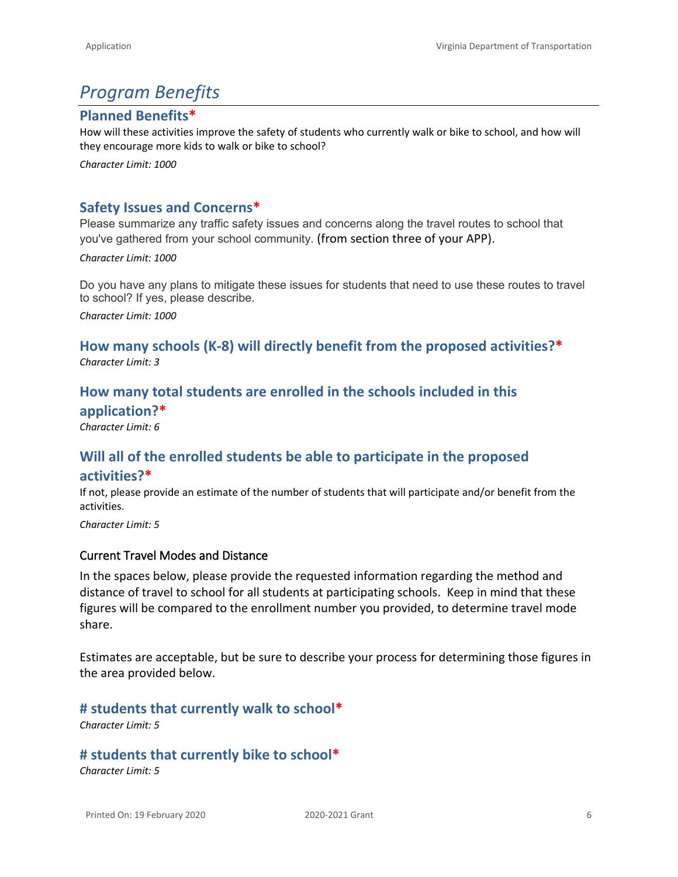# *Program Benefits*

## Planned Benefits*

How will these activities improve the safety of students who currently walk or bike to school, and how will they encourage more kids to walk or bike to school?

*Character Limit: 1000*

## Safety Issues and Concerns*

Please summarize any traffic safety issues and concerns along the travel routes to school that you've gathered from your school community. (from section three of your APP).

*Character Limit: 1000*

Do you have any plans to mitigate these issues for students that need to use these routes to travel to school? If yes, please describe.

*Character Limit: 1000*

## How many schools (K-8) will directly benefit from the proposed activities?*

*Character Limit: 3*

## How many total students are enrolled in the schools included in this application?*

*Character Limit: 6*

## Will all of the enrolled students be able to participate in the proposed activities?*

If not, please provide an estimate of the number of students that will participate and/or benefit from the activities.

*Character Limit: 5*

### Current Travel Modes and Distance

In the spaces below, please provide the requested information regarding the method and distance of travel to school for all students at participating schools. Keep in mind that these figures will be compared to the enrollment number you provided, to determine travel mode share.

Estimates are acceptable, but be sure to describe your process for determining those figures in the area provided below.

## # students that currently walk to school*

*Character Limit: 5*

## # students that currently bike to school*

*Character Limit: 5*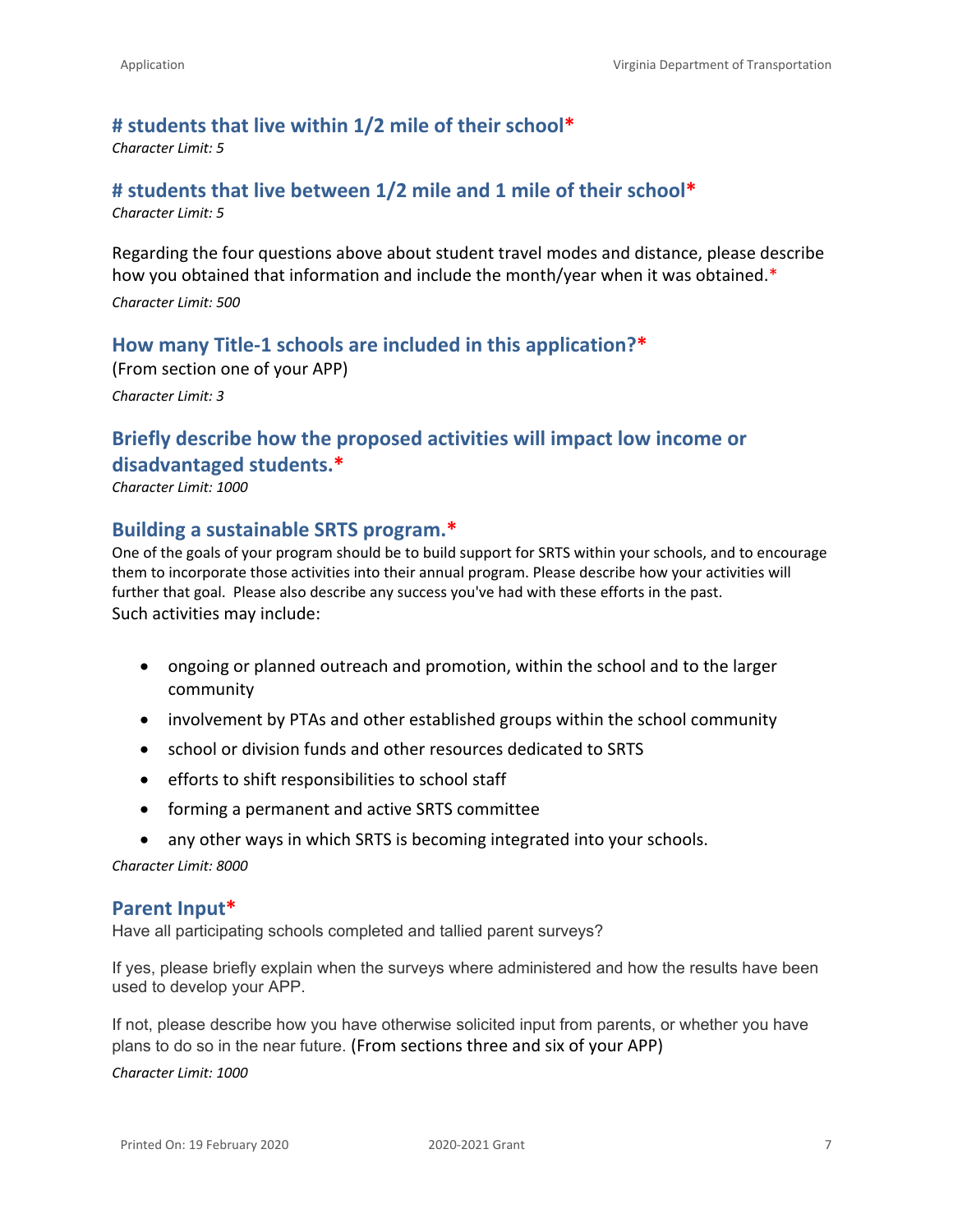### # students that live within 1/2 mile of their school*

*Character Limit: 5*

### # students that live between 1/2 mile and 1 mile of their school*

*Character Limit: 5*

Regarding the four questions above about student travel modes and distance, please describe how you obtained that information and include the month/year when it was obtained.*

*Character Limit: 500*

### How many Title-1 schools are included in this application?*

(From section one of your APP)

*Character Limit: 3*

### Briefly describe how the proposed activities will impact low income or disadvantaged students.*

*Character Limit: 1000*

### Building a sustainable SRTS program.*

One of the goals of your program should be to build support for SRTS within your schools, and to encourage them to incorporate those activities into their annual program. Please describe how your activities will further that goal. Please also describe any success you've had with these efforts in the past.

Such activities may include:

- ongoing or planned outreach and promotion, within the school and to the larger community
- involvement by PTAs and other established groups within the school community
- school or division funds and other resources dedicated to SRTS
- efforts to shift responsibilities to school staff
- forming a permanent and active SRTS committee
- any other ways in which SRTS is becoming integrated into your schools.

*Character Limit: 8000*

### Parent Input*

Have all participating schools completed and tallied parent surveys?

If yes, please briefly explain when the surveys where administered and how the results have been used to develop your APP.

If not, please describe how you have otherwise solicited input from parents, or whether you have plans to do so in the near future. (From sections three and six of your APP)

*Character Limit: 1000*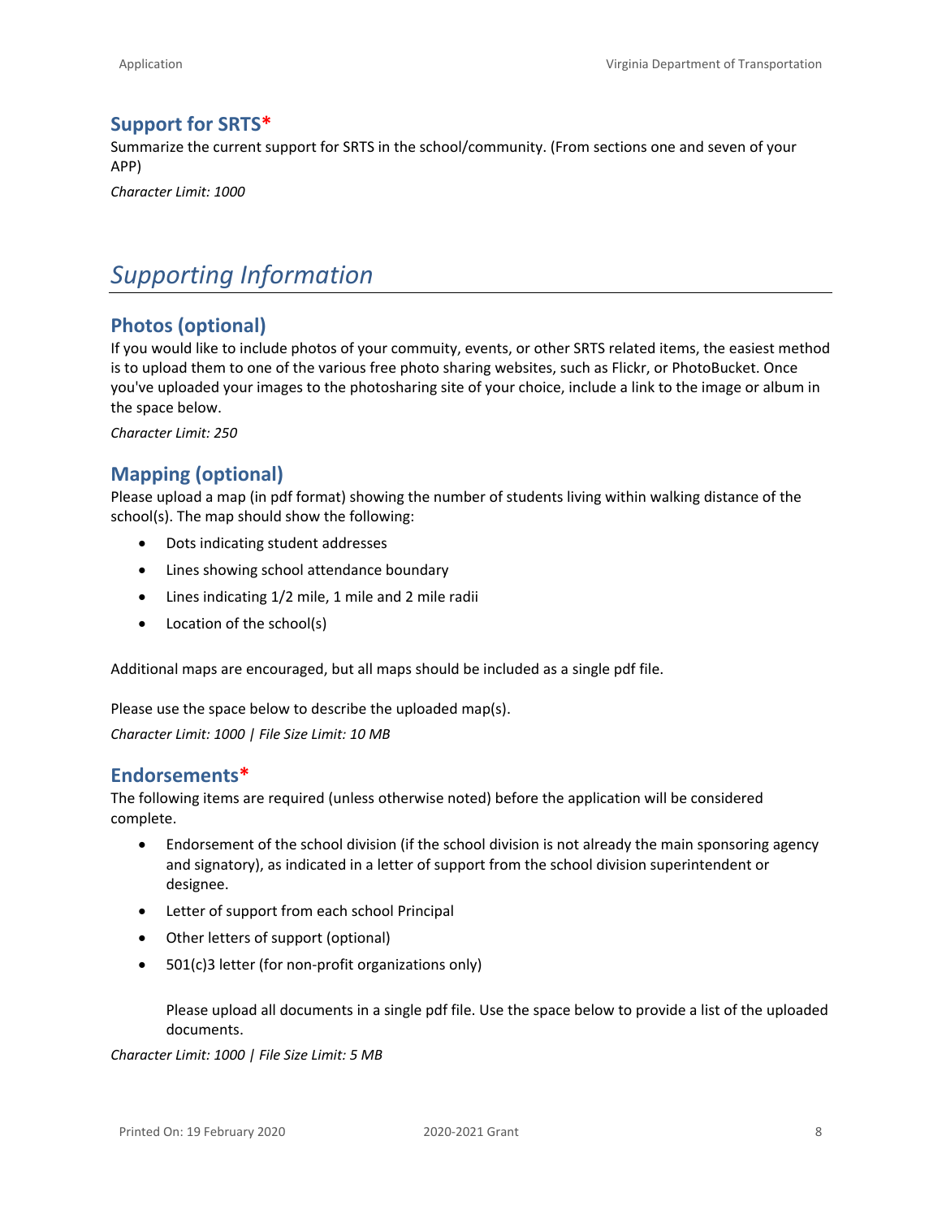## Support for SRTS*

Summarize the current support for SRTS in the school/community. (From sections one and seven of your APP)

*Character Limit: 1000*

# *Supporting Information*

## Photos (optional)

If you would like to include photos of your commuity, events, or other SRTS related items, the easiest method is to upload them to one of the various free photo sharing websites, such as Flickr, or PhotoBucket. Once you've uploaded your images to the photosharing site of your choice, include a link to the image or album in the space below.

*Character Limit: 250*

## Mapping (optional)

Please upload a map (in pdf format) showing the number of students living within walking distance of the school(s). The map should show the following:

- Dots indicating student addresses
- Lines showing school attendance boundary
- Lines indicating 1/2 mile, 1 mile and 2 mile radii
- Location of the school(s)

Additional maps are encouraged, but all maps should be included as a single pdf file.

Please use the space below to describe the uploaded map(s).

*Character Limit: 1000 | File Size Limit: 10 MB*

## Endorsements*

The following items are required (unless otherwise noted) before the application will be considered complete.

- Endorsement of the school division (if the school division is not already the main sponsoring agency and signatory), as indicated in a letter of support from the school division superintendent or designee.
- Letter of support from each school Principal
- Other letters of support (optional)
- 501(c)3 letter (for non-profit organizations only)

  Please upload all documents in a single pdf file. Use the space below to provide a list of the uploaded documents.

*Character Limit: 1000 | File Size Limit: 5 MB*